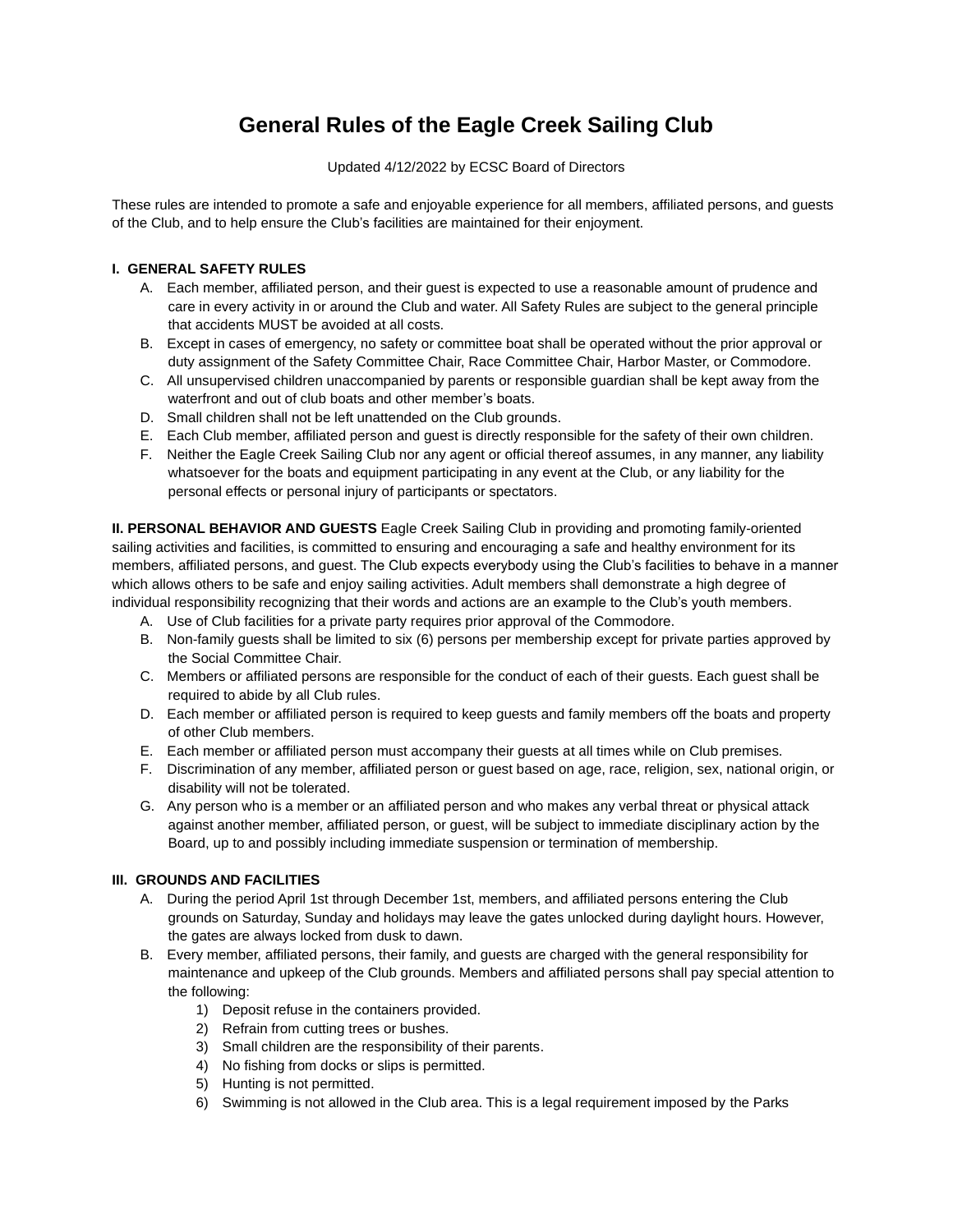# General Rules of the Eagle Creek Sailing Club

Updated 4/12/2022 by ECSC Board of Directors

These rules are intended to promote a safe and enjoyable experience for all members, affiliated persons, and guests of the Club, and to help ensure the Club's facilities are maintained for their enjoyment.

**I. GENERAL SAFETY RULES**

A. Each member, affiliated person, and their guest is expected to use a reasonable amount of prudence and care in every activity in or around the Club and water. All Safety Rules are subject to the general principle that accidents MUST be avoided at all costs.

B. Except in cases of emergency, no safety or committee boat shall be operated without the prior approval or duty assignment of the Safety Committee Chair, Race Committee Chair, Harbor Master, or Commodore.

C. All unsupervised children unaccompanied by parents or responsible guardian shall be kept away from the waterfront and out of club boats and other member's boats.

D. Small children shall not be left unattended on the Club grounds.

E. Each Club member, affiliated person and guest is directly responsible for the safety of their own children.

F. Neither the Eagle Creek Sailing Club nor any agent or official thereof assumes, in any manner, any liability whatsoever for the boats and equipment participating in any event at the Club, or any liability for the personal effects or personal injury of participants or spectators.

**II. PERSONAL BEHAVIOR AND GUESTS** Eagle Creek Sailing Club in providing and promoting family-oriented sailing activities and facilities, is committed to ensuring and encouraging a safe and healthy environment for its members, affiliated persons, and guest. The Club expects everybody using the Club's facilities to behave in a manner which allows others to be safe and enjoy sailing activities. Adult members shall demonstrate a high degree of individual responsibility recognizing that their words and actions are an example to the Club's youth members.

A. Use of Club facilities for a private party requires prior approval of the Commodore.

B. Non-family guests shall be limited to six (6) persons per membership except for private parties approved by the Social Committee Chair.

C. Members or affiliated persons are responsible for the conduct of each of their guests. Each guest shall be required to abide by all Club rules.

D. Each member or affiliated person is required to keep guests and family members off the boats and property of other Club members.

E. Each member or affiliated person must accompany their guests at all times while on Club premises.

F. Discrimination of any member, affiliated person or guest based on age, race, religion, sex, national origin, or disability will not be tolerated.

G. Any person who is a member or an affiliated person and who makes any verbal threat or physical attack against another member, affiliated person, or guest, will be subject to immediate disciplinary action by the Board, up to and possibly including immediate suspension or termination of membership.

**III. GROUNDS AND FACILITIES**

A. During the period April 1st through December 1st, members, and affiliated persons entering the Club grounds on Saturday, Sunday and holidays may leave the gates unlocked during daylight hours. However, the gates are always locked from dusk to dawn.

B. Every member, affiliated persons, their family, and guests are charged with the general responsibility for maintenance and upkeep of the Club grounds. Members and affiliated persons shall pay special attention to the following:

   1) Deposit refuse in the containers provided.
   2) Refrain from cutting trees or bushes.
   3) Small children are the responsibility of their parents.
   4) No fishing from docks or slips is permitted.
   5) Hunting is not permitted.
   6) Swimming is not allowed in the Club area. This is a legal requirement imposed by the Parks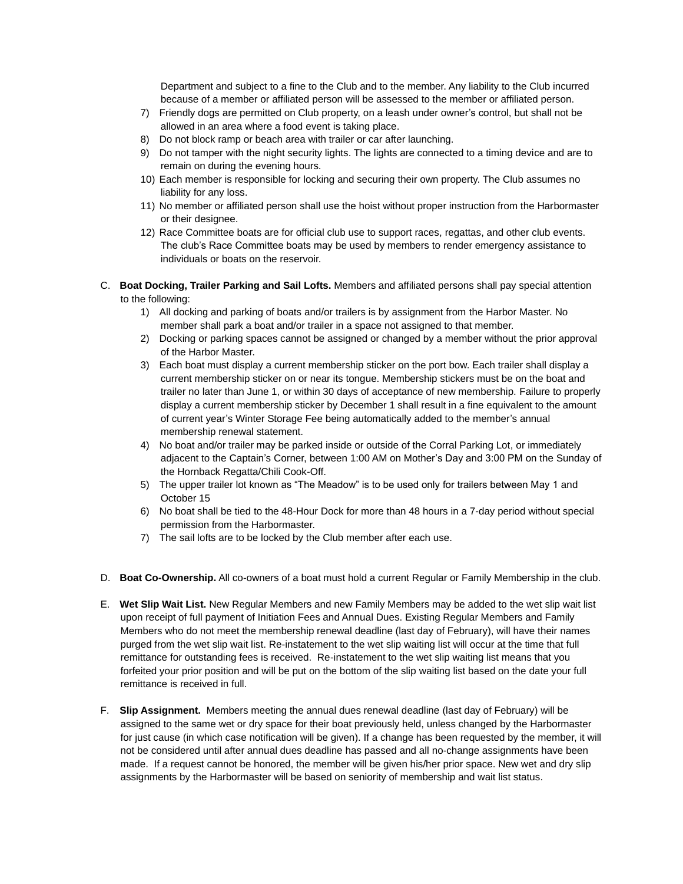Department and subject to a fine to the Club and to the member. Any liability to the Club incurred because of a member or affiliated person will be assessed to the member or affiliated person.

7) Friendly dogs are permitted on Club property, on a leash under owner's control, but shall not be allowed in an area where a food event is taking place.
8) Do not block ramp or beach area with trailer or car after launching.
9) Do not tamper with the night security lights. The lights are connected to a timing device and are to remain on during the evening hours.
10) Each member is responsible for locking and securing their own property. The Club assumes no liability for any loss.
11) No member or affiliated person shall use the hoist without proper instruction from the Harbormaster or their designee.
12) Race Committee boats are for official club use to support races, regattas, and other club events. The club's Race Committee boats may be used by members to render emergency assistance to individuals or boats on the reservoir.

C. **Boat Docking, Trailer Parking and Sail Lofts.** Members and affiliated persons shall pay special attention to the following:

1) All docking and parking of boats and/or trailers is by assignment from the Harbor Master. No member shall park a boat and/or trailer in a space not assigned to that member.
2) Docking or parking spaces cannot be assigned or changed by a member without the prior approval of the Harbor Master.
3) Each boat must display a current membership sticker on the port bow. Each trailer shall display a current membership sticker on or near its tongue. Membership stickers must be on the boat and trailer no later than June 1, or within 30 days of acceptance of new membership. Failure to properly display a current membership sticker by December 1 shall result in a fine equivalent to the amount of current year's Winter Storage Fee being automatically added to the member's annual membership renewal statement.
4) No boat and/or trailer may be parked inside or outside of the Corral Parking Lot, or immediately adjacent to the Captain's Corner, between 1:00 AM on Mother's Day and 3:00 PM on the Sunday of the Hornback Regatta/Chili Cook-Off.
5) The upper trailer lot known as "The Meadow" is to be used only for trailers between May 1 and October 15
6) No boat shall be tied to the 48-Hour Dock for more than 48 hours in a 7-day period without special permission from the Harbormaster.
7) The sail lofts are to be locked by the Club member after each use.

D. **Boat Co-Ownership.** All co-owners of a boat must hold a current Regular or Family Membership in the club.

E. **Wet Slip Wait List.** New Regular Members and new Family Members may be added to the wet slip wait list upon receipt of full payment of Initiation Fees and Annual Dues. Existing Regular Members and Family Members who do not meet the membership renewal deadline (last day of February), will have their names purged from the wet slip wait list. Re-instatement to the wet slip waiting list will occur at the time that full remittance for outstanding fees is received. Re-instatement to the wet slip waiting list means that you forfeited your prior position and will be put on the bottom of the slip waiting list based on the date your full remittance is received in full.

F. **Slip Assignment.** Members meeting the annual dues renewal deadline (last day of February) will be assigned to the same wet or dry space for their boat previously held, unless changed by the Harbormaster for just cause (in which case notification will be given). If a change has been requested by the member, it will not be considered until after annual dues deadline has passed and all no-change assignments have been made. If a request cannot be honored, the member will be given his/her prior space. New wet and dry slip assignments by the Harbormaster will be based on seniority of membership and wait list status.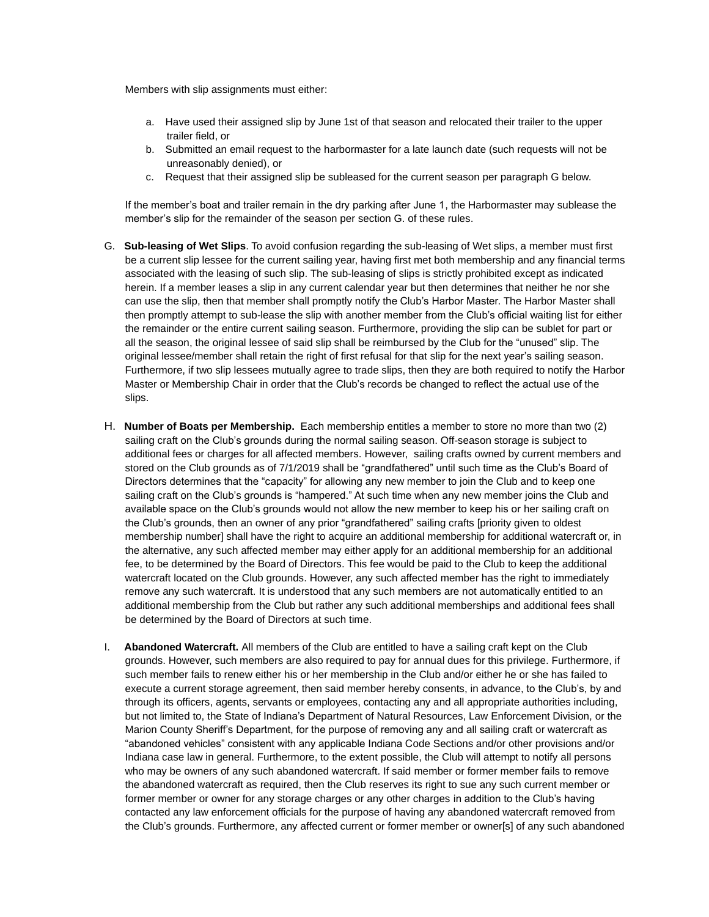Members with slip assignments must either:

a. Have used their assigned slip by June 1st of that season and relocated their trailer to the upper trailer field, or
b. Submitted an email request to the harbormaster for a late launch date (such requests will not be unreasonably denied), or
c. Request that their assigned slip be subleased for the current season per paragraph G below.

If the member's boat and trailer remain in the dry parking after June 1, the Harbormaster may sublease the member's slip for the remainder of the season per section G. of these rules.

G. **Sub-leasing of Wet Slips**. To avoid confusion regarding the sub-leasing of Wet slips, a member must first be a current slip lessee for the current sailing year, having first met both membership and any financial terms associated with the leasing of such slip. The sub-leasing of slips is strictly prohibited except as indicated herein. If a member leases a slip in any current calendar year but then determines that neither he nor she can use the slip, then that member shall promptly notify the Club's Harbor Master. The Harbor Master shall then promptly attempt to sub-lease the slip with another member from the Club's official waiting list for either the remainder or the entire current sailing season. Furthermore, providing the slip can be sublet for part or all the season, the original lessee of said slip shall be reimbursed by the Club for the "unused" slip. The original lessee/member shall retain the right of first refusal for that slip for the next year's sailing season. Furthermore, if two slip lessees mutually agree to trade slips, then they are both required to notify the Harbor Master or Membership Chair in order that the Club's records be changed to reflect the actual use of the slips.

H. **Number of Boats per Membership.** Each membership entitles a member to store no more than two (2) sailing craft on the Club's grounds during the normal sailing season. Off-season storage is subject to additional fees or charges for all affected members. However, sailing crafts owned by current members and stored on the Club grounds as of 7/1/2019 shall be "grandfathered" until such time as the Club's Board of Directors determines that the "capacity" for allowing any new member to join the Club and to keep one sailing craft on the Club's grounds is "hampered." At such time when any new member joins the Club and available space on the Club's grounds would not allow the new member to keep his or her sailing craft on the Club's grounds, then an owner of any prior "grandfathered" sailing crafts [priority given to oldest membership number] shall have the right to acquire an additional membership for additional watercraft or, in the alternative, any such affected member may either apply for an additional membership for an additional fee, to be determined by the Board of Directors. This fee would be paid to the Club to keep the additional watercraft located on the Club grounds. However, any such affected member has the right to immediately remove any such watercraft. It is understood that any such members are not automatically entitled to an additional membership from the Club but rather any such additional memberships and additional fees shall be determined by the Board of Directors at such time.

I. **Abandoned Watercraft.** All members of the Club are entitled to have a sailing craft kept on the Club grounds. However, such members are also required to pay for annual dues for this privilege. Furthermore, if such member fails to renew either his or her membership in the Club and/or either he or she has failed to execute a current storage agreement, then said member hereby consents, in advance, to the Club's, by and through its officers, agents, servants or employees, contacting any and all appropriate authorities including, but not limited to, the State of Indiana's Department of Natural Resources, Law Enforcement Division, or the Marion County Sheriff's Department, for the purpose of removing any and all sailing craft or watercraft as "abandoned vehicles" consistent with any applicable Indiana Code Sections and/or other provisions and/or Indiana case law in general. Furthermore, to the extent possible, the Club will attempt to notify all persons who may be owners of any such abandoned watercraft. If said member or former member fails to remove the abandoned watercraft as required, then the Club reserves its right to sue any such current member or former member or owner for any storage charges or any other charges in addition to the Club's having contacted any law enforcement officials for the purpose of having any abandoned watercraft removed from the Club's grounds. Furthermore, any affected current or former member or owner[s] of any such abandoned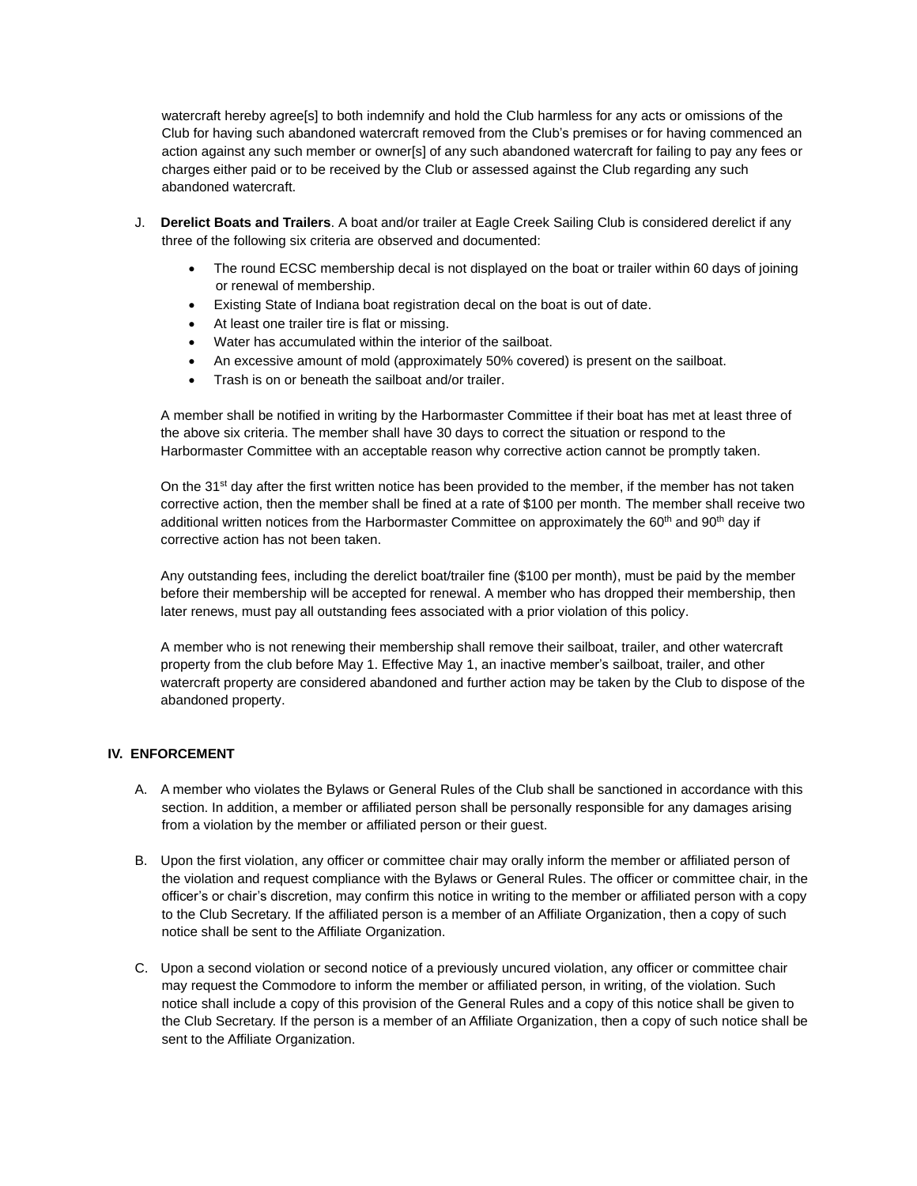watercraft hereby agree[s] to both indemnify and hold the Club harmless for any acts or omissions of the Club for having such abandoned watercraft removed from the Club's premises or for having commenced an action against any such member or owner[s] of any such abandoned watercraft for failing to pay any fees or charges either paid or to be received by the Club or assessed against the Club regarding any such abandoned watercraft.

J. **Derelict Boats and Trailers**. A boat and/or trailer at Eagle Creek Sailing Club is considered derelict if any three of the following six criteria are observed and documented:

- The round ECSC membership decal is not displayed on the boat or trailer within 60 days of joining or renewal of membership.
- Existing State of Indiana boat registration decal on the boat is out of date.
- At least one trailer tire is flat or missing.
- Water has accumulated within the interior of the sailboat.
- An excessive amount of mold (approximately 50% covered) is present on the sailboat.
- Trash is on or beneath the sailboat and/or trailer.

A member shall be notified in writing by the Harbormaster Committee if their boat has met at least three of the above six criteria. The member shall have 30 days to correct the situation or respond to the Harbormaster Committee with an acceptable reason why corrective action cannot be promptly taken.

On the 31st day after the first written notice has been provided to the member, if the member has not taken corrective action, then the member shall be fined at a rate of $100 per month. The member shall receive two additional written notices from the Harbormaster Committee on approximately the 60th and 90th day if corrective action has not been taken.

Any outstanding fees, including the derelict boat/trailer fine ($100 per month), must be paid by the member before their membership will be accepted for renewal. A member who has dropped their membership, then later renews, must pay all outstanding fees associated with a prior violation of this policy.

A member who is not renewing their membership shall remove their sailboat, trailer, and other watercraft property from the club before May 1. Effective May 1, an inactive member's sailboat, trailer, and other watercraft property are considered abandoned and further action may be taken by the Club to dispose of the abandoned property.

## IV. ENFORCEMENT

A. A member who violates the Bylaws or General Rules of the Club shall be sanctioned in accordance with this section. In addition, a member or affiliated person shall be personally responsible for any damages arising from a violation by the member or affiliated person or their guest.

B. Upon the first violation, any officer or committee chair may orally inform the member or affiliated person of the violation and request compliance with the Bylaws or General Rules. The officer or committee chair, in the officer's or chair's discretion, may confirm this notice in writing to the member or affiliated person with a copy to the Club Secretary. If the affiliated person is a member of an Affiliate Organization, then a copy of such notice shall be sent to the Affiliate Organization.

C. Upon a second violation or second notice of a previously uncured violation, any officer or committee chair may request the Commodore to inform the member or affiliated person, in writing, of the violation. Such notice shall include a copy of this provision of the General Rules and a copy of this notice shall be given to the Club Secretary. If the person is a member of an Affiliate Organization, then a copy of such notice shall be sent to the Affiliate Organization.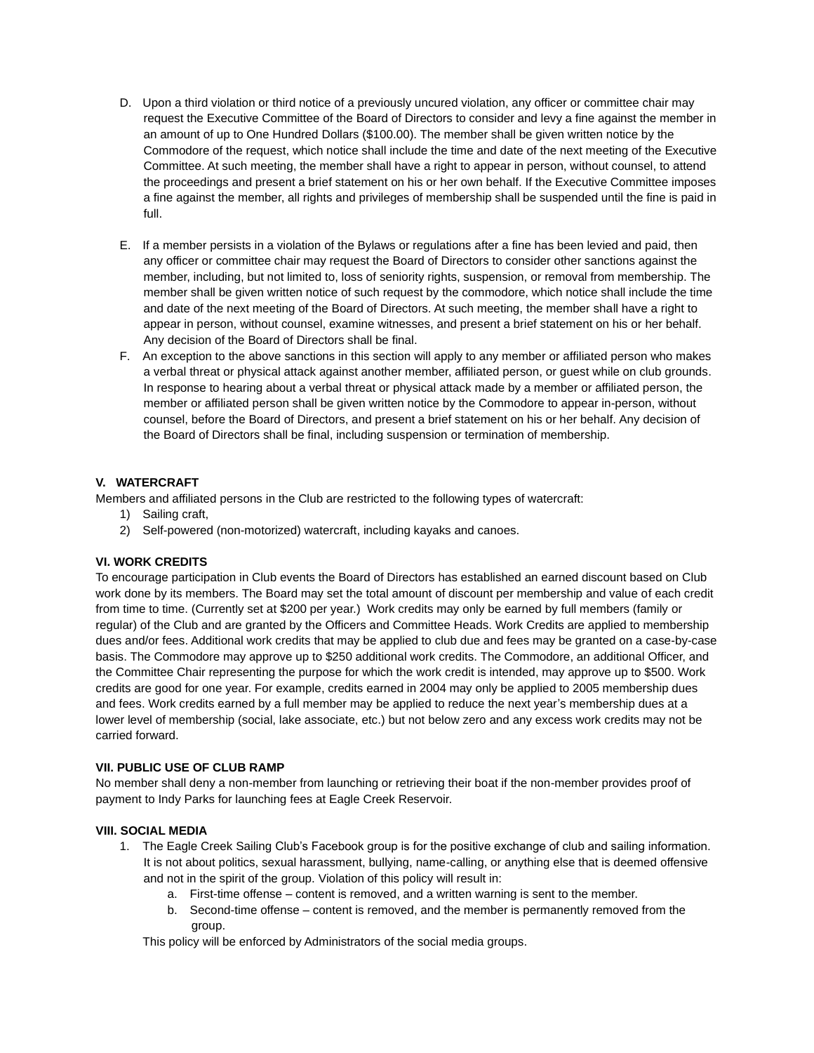D. Upon a third violation or third notice of a previously uncured violation, any officer or committee chair may request the Executive Committee of the Board of Directors to consider and levy a fine against the member in an amount of up to One Hundred Dollars ($100.00). The member shall be given written notice by the Commodore of the request, which notice shall include the time and date of the next meeting of the Executive Committee. At such meeting, the member shall have a right to appear in person, without counsel, to attend the proceedings and present a brief statement on his or her own behalf. If the Executive Committee imposes a fine against the member, all rights and privileges of membership shall be suspended until the fine is paid in full.

E. If a member persists in a violation of the Bylaws or regulations after a fine has been levied and paid, then any officer or committee chair may request the Board of Directors to consider other sanctions against the member, including, but not limited to, loss of seniority rights, suspension, or removal from membership. The member shall be given written notice of such request by the commodore, which notice shall include the time and date of the next meeting of the Board of Directors. At such meeting, the member shall have a right to appear in person, without counsel, examine witnesses, and present a brief statement on his or her behalf. Any decision of the Board of Directors shall be final.

F. An exception to the above sanctions in this section will apply to any member or affiliated person who makes a verbal threat or physical attack against another member, affiliated person, or guest while on club grounds. In response to hearing about a verbal threat or physical attack made by a member or affiliated person, the member or affiliated person shall be given written notice by the Commodore to appear in-person, without counsel, before the Board of Directors, and present a brief statement on his or her behalf. Any decision of the Board of Directors shall be final, including suspension or termination of membership.

### V. WATERCRAFT

Members and affiliated persons in the Club are restricted to the following types of watercraft:

1) Sailing craft,
2) Self-powered (non-motorized) watercraft, including kayaks and canoes.

### VI. WORK CREDITS

To encourage participation in Club events the Board of Directors has established an earned discount based on Club work done by its members. The Board may set the total amount of discount per membership and value of each credit from time to time. (Currently set at $200 per year.) Work credits may only be earned by full members (family or regular) of the Club and are granted by the Officers and Committee Heads. Work Credits are applied to membership dues and/or fees. Additional work credits that may be applied to club due and fees may be granted on a case-by-case basis. The Commodore may approve up to $250 additional work credits. The Commodore, an additional Officer, and the Committee Chair representing the purpose for which the work credit is intended, may approve up to $500. Work credits are good for one year. For example, credits earned in 2004 may only be applied to 2005 membership dues and fees. Work credits earned by a full member may be applied to reduce the next year's membership dues at a lower level of membership (social, lake associate, etc.) but not below zero and any excess work credits may not be carried forward.

### VII. PUBLIC USE OF CLUB RAMP

No member shall deny a non-member from launching or retrieving their boat if the non-member provides proof of payment to Indy Parks for launching fees at Eagle Creek Reservoir.

### VIII. SOCIAL MEDIA

1. The Eagle Creek Sailing Club's Facebook group is for the positive exchange of club and sailing information. It is not about politics, sexual harassment, bullying, name-calling, or anything else that is deemed offensive and not in the spirit of the group. Violation of this policy will result in:
   a. First-time offense – content is removed, and a written warning is sent to the member.
   b. Second-time offense – content is removed, and the member is permanently removed from the group.

   This policy will be enforced by Administrators of the social media groups.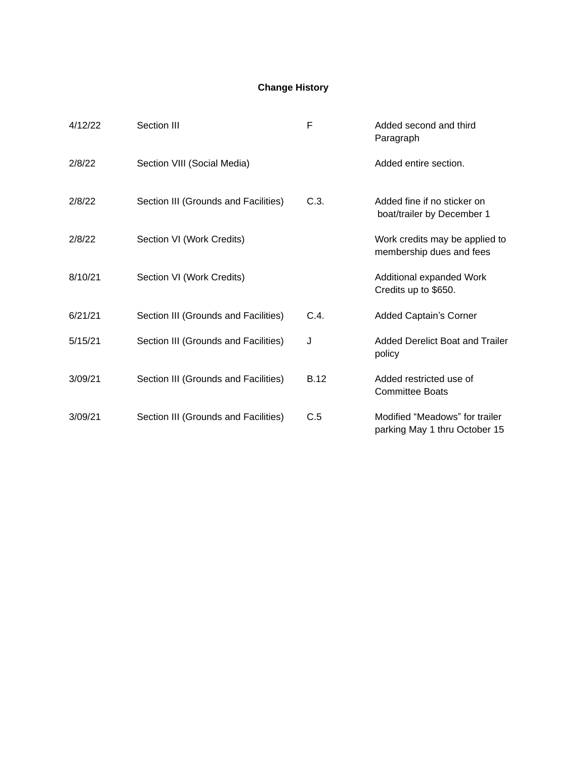**Change History**

| | | | |
|---|---|---|---|
| 4/12/22 | Section III | F | Added second and third Paragraph |
| 2/8/22 | Section VIII (Social Media) | | Added entire section. |
| 2/8/22 | Section III (Grounds and Facilities) | C.3. | Added fine if no sticker on boat/trailer by December 1 |
| 2/8/22 | Section VI (Work Credits) | | Work credits may be applied to membership dues and fees |
| 8/10/21 | Section VI (Work Credits) | | Additional expanded Work Credits up to $650. |
| 6/21/21 | Section III (Grounds and Facilities) | C.4. | Added Captain's Corner |
| 5/15/21 | Section III (Grounds and Facilities) | J | Added Derelict Boat and Trailer policy |
| 3/09/21 | Section III (Grounds and Facilities) | B.12 | Added restricted use of Committee Boats |
| 3/09/21 | Section III (Grounds and Facilities) | C.5 | Modified "Meadows" for trailer parking May 1 thru October 15 |